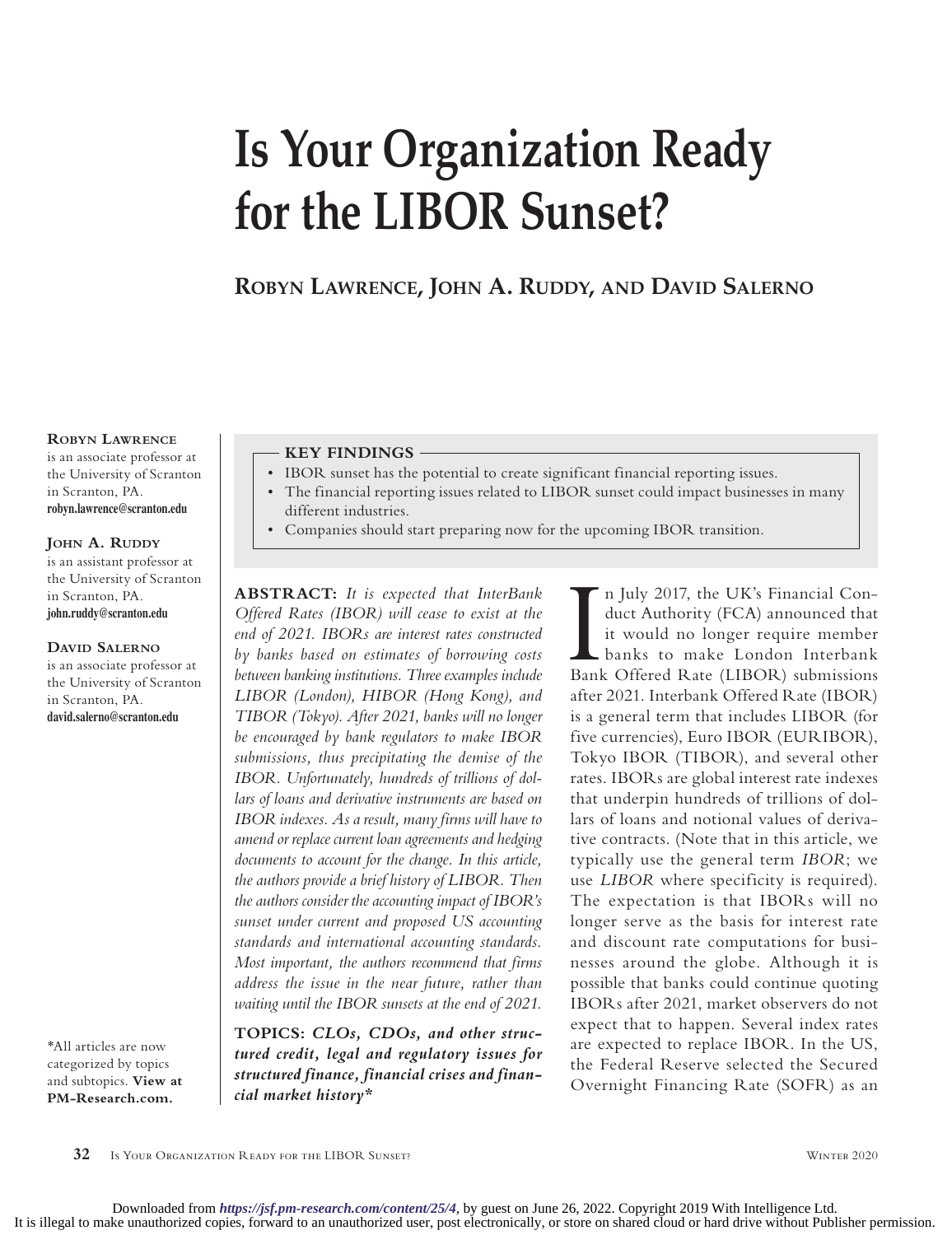# Is Your Organization Ready for the LIBOR Sunset?

**Robyn Lawrence, John A. Ruddy, and David Salerno**

**Robyn Lawrence** is an associate professor at the University of Scranton in Scranton, PA.
**robyn.lawrence@scranton.edu**

**John A. Ruddy** is an assistant professor at the University of Scranton in Scranton, PA.
**john.ruddy@scranton.edu**

**David Salerno** is an associate professor at the University of Scranton in Scranton, PA.
**david.salerno@scranton.edu**

**KEY FINDINGS**

- IBOR sunset has the potential to create significant financial reporting issues.
- The financial reporting issues related to LIBOR sunset could impact businesses in many different industries.
- Companies should start preparing now for the upcoming IBOR transition.

**ABSTRACT:** *It is expected that InterBank Offered Rates (IBOR) will cease to exist at the end of 2021. IBORs are interest rates constructed by banks based on estimates of borrowing costs between banking institutions. Three examples include LIBOR (London), HIBOR (Hong Kong), and TIBOR (Tokyo). After 2021, banks will no longer be encouraged by bank regulators to make IBOR submissions, thus precipitating the demise of the IBOR. Unfortunately, hundreds of trillions of dollars of loans and derivative instruments are based on IBOR indexes. As a result, many firms will have to amend or replace current loan agreements and hedging documents to account for the change. In this article, the authors provide a brief history of LIBOR. Then the authors consider the accounting impact of IBOR's sunset under current and proposed US accounting standards and international accounting standards. Most important, the authors recommend that firms address the issue in the near future, rather than waiting until the IBOR sunsets at the end of 2021.*

**TOPICS:** ***CLOs, CDOs, and other structured credit, legal and regulatory issues for structured finance, financial crises and financial market history****

In July 2017, the UK's Financial Conduct Authority (FCA) announced that it would no longer require member banks to make London Interbank Bank Offered Rate (LIBOR) submissions after 2021. Interbank Offered Rate (IBOR) is a general term that includes LIBOR (for five currencies), Euro IBOR (EURIBOR), Tokyo IBOR (TIBOR), and several other rates. IBORs are global interest rate indexes that underpin hundreds of trillions of dollars of loans and notional values of derivative contracts. (Note that in this article, we typically use the general term *IBOR*; we use *LIBOR* where specificity is required). The expectation is that IBORs will no longer serve as the basis for interest rate and discount rate computations for businesses around the globe. Although it is possible that banks could continue quoting IBORs after 2021, market observers do not expect that to happen. Several index rates are expected to replace IBOR. In the US, the Federal Reserve selected the Secured Overnight Financing Rate (SOFR) as an

*All articles are now categorized by topics and subtopics. **View at PM-Research.com.**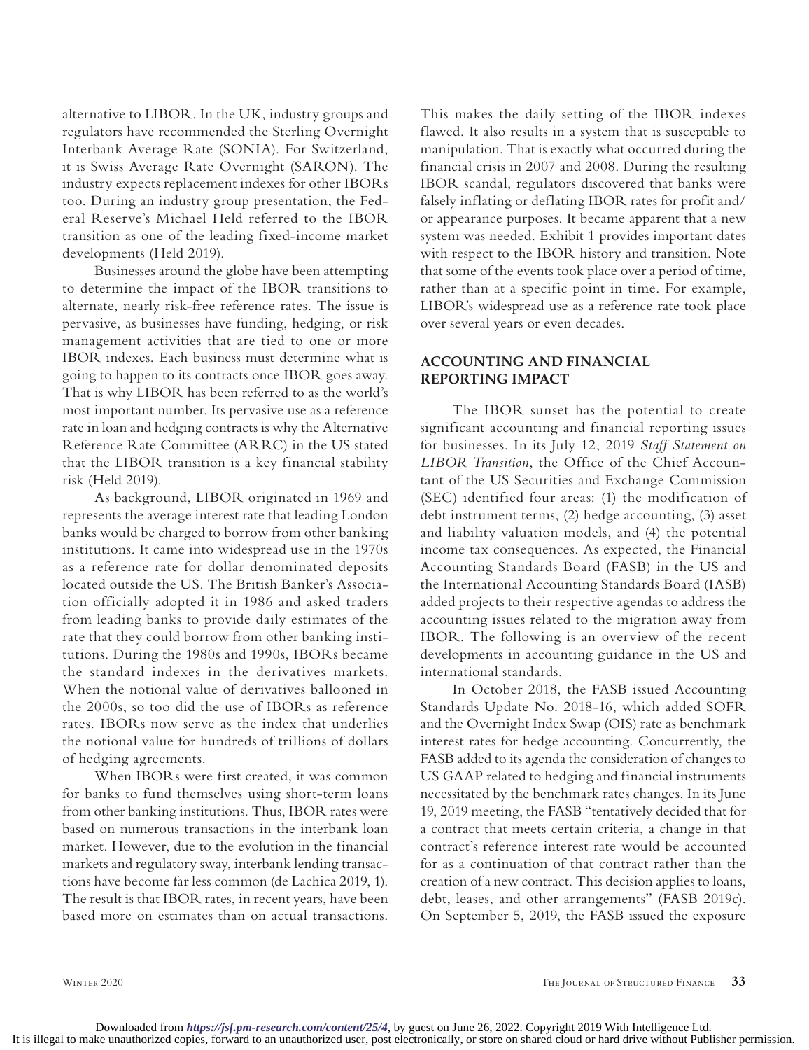alternative to LIBOR. In the UK, industry groups and regulators have recommended the Sterling Overnight Interbank Average Rate (SONIA). For Switzerland, it is Swiss Average Rate Overnight (SARON). The industry expects replacement indexes for other IBORs too. During an industry group presentation, the Federal Reserve's Michael Held referred to the IBOR transition as one of the leading fixed-income market developments (Held 2019).

Businesses around the globe have been attempting to determine the impact of the IBOR transitions to alternate, nearly risk-free reference rates. The issue is pervasive, as businesses have funding, hedging, or risk management activities that are tied to one or more IBOR indexes. Each business must determine what is going to happen to its contracts once IBOR goes away. That is why LIBOR has been referred to as the world's most important number. Its pervasive use as a reference rate in loan and hedging contracts is why the Alternative Reference Rate Committee (ARRC) in the US stated that the LIBOR transition is a key financial stability risk (Held 2019).

As background, LIBOR originated in 1969 and represents the average interest rate that leading London banks would be charged to borrow from other banking institutions. It came into widespread use in the 1970s as a reference rate for dollar denominated deposits located outside the US. The British Banker's Association officially adopted it in 1986 and asked traders from leading banks to provide daily estimates of the rate that they could borrow from other banking institutions. During the 1980s and 1990s, IBORs became the standard indexes in the derivatives markets. When the notional value of derivatives ballooned in the 2000s, so too did the use of IBORs as reference rates. IBORs now serve as the index that underlies the notional value for hundreds of trillions of dollars of hedging agreements.

When IBORs were first created, it was common for banks to fund themselves using short-term loans from other banking institutions. Thus, IBOR rates were based on numerous transactions in the interbank loan market. However, due to the evolution in the financial markets and regulatory sway, interbank lending transactions have become far less common (de Lachica 2019, 1). The result is that IBOR rates, in recent years, have been based more on estimates than on actual transactions. This makes the daily setting of the IBOR indexes flawed. It also results in a system that is susceptible to manipulation. That is exactly what occurred during the financial crisis in 2007 and 2008. During the resulting IBOR scandal, regulators discovered that banks were falsely inflating or deflating IBOR rates for profit and/or appearance purposes. It became apparent that a new system was needed. Exhibit 1 provides important dates with respect to the IBOR history and transition. Note that some of the events took place over a period of time, rather than at a specific point in time. For example, LIBOR's widespread use as a reference rate took place over several years or even decades.

## ACCOUNTING AND FINANCIAL REPORTING IMPACT

The IBOR sunset has the potential to create significant accounting and financial reporting issues for businesses. In its July 12, 2019 *Staff Statement on LIBOR Transition*, the Office of the Chief Accountant of the US Securities and Exchange Commission (SEC) identified four areas: (1) the modification of debt instrument terms, (2) hedge accounting, (3) asset and liability valuation models, and (4) the potential income tax consequences. As expected, the Financial Accounting Standards Board (FASB) in the US and the International Accounting Standards Board (IASB) added projects to their respective agendas to address the accounting issues related to the migration away from IBOR. The following is an overview of the recent developments in accounting guidance in the US and international standards.

In October 2018, the FASB issued Accounting Standards Update No. 2018-16, which added SOFR and the Overnight Index Swap (OIS) rate as benchmark interest rates for hedge accounting. Concurrently, the FASB added to its agenda the consideration of changes to US GAAP related to hedging and financial instruments necessitated by the benchmark rates changes. In its June 19, 2019 meeting, the FASB "tentatively decided that for a contract that meets certain criteria, a change in that contract's reference interest rate would be accounted for as a continuation of that contract rather than the creation of a new contract. This decision applies to loans, debt, leases, and other arrangements" (FASB 2019c). On September 5, 2019, the FASB issued the exposure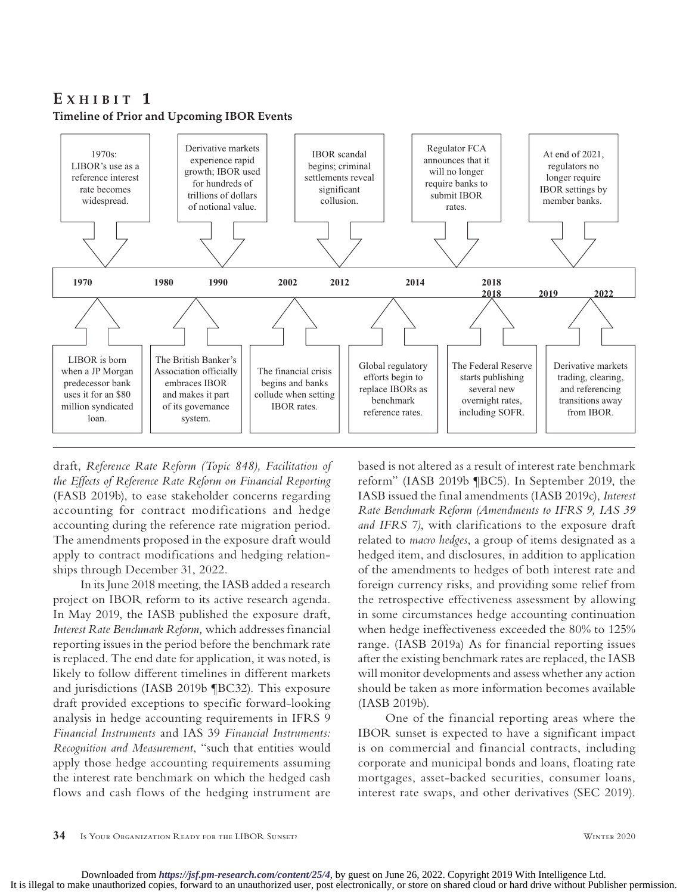## EXHIBIT 1

**Timeline of Prior and Upcoming IBOR Events**

| Year | Event |
|---|---|
| 1970 | 1970s: LIBOR's use as a reference interest rate becomes widespread. |
| 1970 | LIBOR is born when a JP Morgan predecessor bank uses it for an $80 million syndicated loan. |
| 1980 | The British Banker's Association officially embraces IBOR and makes it part of its governance system. |
| 1990 | Derivative markets experience rapid growth; IBOR used for hundreds of trillions of dollars of notional value. |
| 2002 | The financial crisis begins and banks collude when setting IBOR rates. |
| 2012 | IBOR scandal begins; criminal settlements reveal significant collusion. |
| 2014 | Global regulatory efforts begin to replace IBORs as benchmark reference rates. |
| 2018 | Regulator FCA announces that it will no longer require banks to submit IBOR rates. |
| 2018 | The Federal Reserve starts publishing several new overnight rates, including SOFR. |
| 2019 | At end of 2021, regulators no longer require IBOR settings by member banks. |
| 2022 | Derivative markets trading, clearing, and referencing transitions away from IBOR. |

draft, *Reference Rate Reform (Topic 848), Facilitation of the Effects of Reference Rate Reform on Financial Reporting* (FASB 2019b), to ease stakeholder concerns regarding accounting for contract modifications and hedge accounting during the reference rate migration period. The amendments proposed in the exposure draft would apply to contract modifications and hedging relationships through December 31, 2022.

In its June 2018 meeting, the IASB added a research project on IBOR reform to its active research agenda. In May 2019, the IASB published the exposure draft, *Interest Rate Benchmark Reform,* which addresses financial reporting issues in the period before the benchmark rate is replaced. The end date for application, it was noted, is likely to follow different timelines in different markets and jurisdictions (IASB 2019b ¶BC32). This exposure draft provided exceptions to specific forward-looking analysis in hedge accounting requirements in IFRS 9 *Financial Instruments* and IAS 39 *Financial Instruments: Recognition and Measurement*, "such that entities would apply those hedge accounting requirements assuming the interest rate benchmark on which the hedged cash flows and cash flows of the hedging instrument are based is not altered as a result of interest rate benchmark reform" (IASB 2019b ¶BC5). In September 2019, the IASB issued the final amendments (IASB 2019c), *Interest Rate Benchmark Reform (Amendments to IFRS 9, IAS 39 and IFRS 7)*, with clarifications to the exposure draft related to *macro hedges*, a group of items designated as a hedged item, and disclosures, in addition to application of the amendments to hedges of both interest rate and foreign currency risks, and providing some relief from the retrospective effectiveness assessment by allowing in some circumstances hedge accounting continuation when hedge ineffectiveness exceeded the 80% to 125% range. (IASB 2019a) As for financial reporting issues after the existing benchmark rates are replaced, the IASB will monitor developments and assess whether any action should be taken as more information becomes available (IASB 2019b).

One of the financial reporting areas where the IBOR sunset is expected to have a significant impact is on commercial and financial contracts, including corporate and municipal bonds and loans, floating rate mortgages, asset-backed securities, consumer loans, interest rate swaps, and other derivatives (SEC 2019).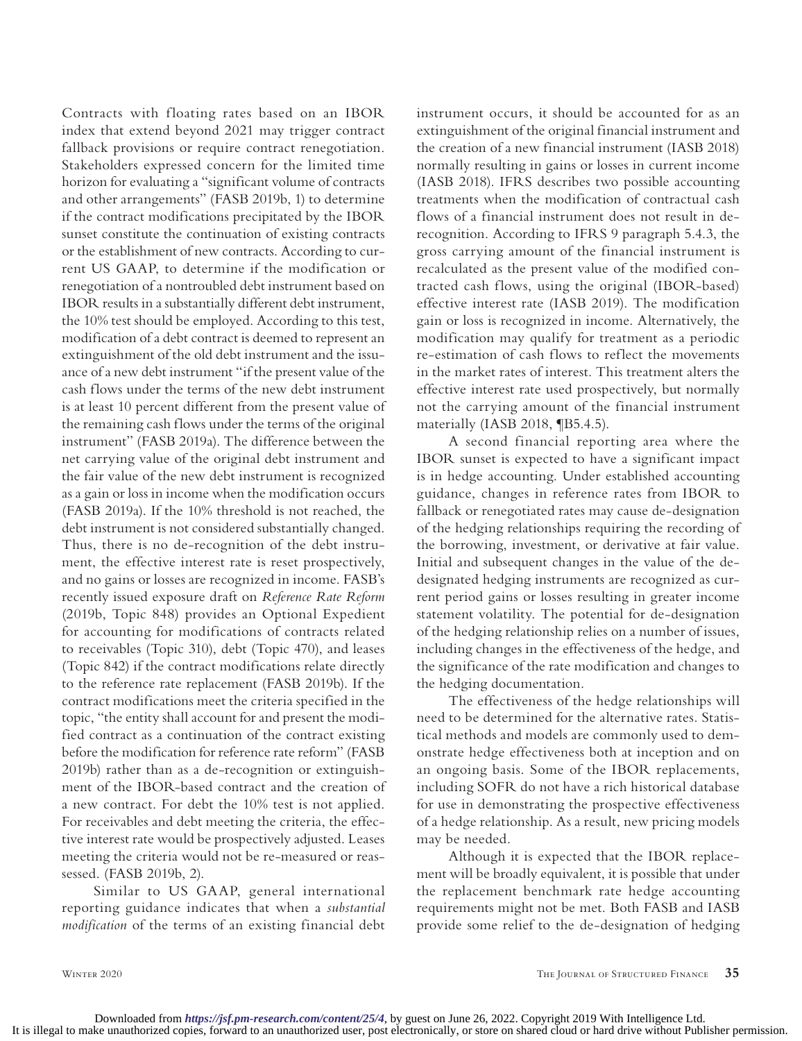Contracts with floating rates based on an IBOR index that extend beyond 2021 may trigger contract fallback provisions or require contract renegotiation. Stakeholders expressed concern for the limited time horizon for evaluating a "significant volume of contracts and other arrangements" (FASB 2019b, 1) to determine if the contract modifications precipitated by the IBOR sunset constitute the continuation of existing contracts or the establishment of new contracts. According to current US GAAP, to determine if the modification or renegotiation of a nontroubled debt instrument based on IBOR results in a substantially different debt instrument, the 10% test should be employed. According to this test, modification of a debt contract is deemed to represent an extinguishment of the old debt instrument and the issuance of a new debt instrument "if the present value of the cash flows under the terms of the new debt instrument is at least 10 percent different from the present value of the remaining cash flows under the terms of the original instrument" (FASB 2019a). The difference between the net carrying value of the original debt instrument and the fair value of the new debt instrument is recognized as a gain or loss in income when the modification occurs (FASB 2019a). If the 10% threshold is not reached, the debt instrument is not considered substantially changed. Thus, there is no de-recognition of the debt instrument, the effective interest rate is reset prospectively, and no gains or losses are recognized in income. FASB's recently issued exposure draft on *Reference Rate Reform* (2019b, Topic 848) provides an Optional Expedient for accounting for modifications of contracts related to receivables (Topic 310), debt (Topic 470), and leases (Topic 842) if the contract modifications relate directly to the reference rate replacement (FASB 2019b). If the contract modifications meet the criteria specified in the topic, "the entity shall account for and present the modified contract as a continuation of the contract existing before the modification for reference rate reform" (FASB 2019b) rather than as a de-recognition or extinguishment of the IBOR-based contract and the creation of a new contract. For debt the 10% test is not applied. For receivables and debt meeting the criteria, the effective interest rate would be prospectively adjusted. Leases meeting the criteria would not be re-measured or reassessed. (FASB 2019b, 2).

Similar to US GAAP, general international reporting guidance indicates that when a *substantial modification* of the terms of an existing financial debt instrument occurs, it should be accounted for as an extinguishment of the original financial instrument and the creation of a new financial instrument (IASB 2018) normally resulting in gains or losses in current income (IASB 2018). IFRS describes two possible accounting treatments when the modification of contractual cash flows of a financial instrument does not result in de-recognition. According to IFRS 9 paragraph 5.4.3, the gross carrying amount of the financial instrument is recalculated as the present value of the modified contracted cash flows, using the original (IBOR-based) effective interest rate (IASB 2019). The modification gain or loss is recognized in income. Alternatively, the modification may qualify for treatment as a periodic re-estimation of cash flows to reflect the movements in the market rates of interest. This treatment alters the effective interest rate used prospectively, but normally not the carrying amount of the financial instrument materially (IASB 2018, ¶B5.4.5).

A second financial reporting area where the IBOR sunset is expected to have a significant impact is in hedge accounting. Under established accounting guidance, changes in reference rates from IBOR to fallback or renegotiated rates may cause de-designation of the hedging relationships requiring the recording of the borrowing, investment, or derivative at fair value. Initial and subsequent changes in the value of the de-designated hedging instruments are recognized as current period gains or losses resulting in greater income statement volatility. The potential for de-designation of the hedging relationship relies on a number of issues, including changes in the effectiveness of the hedge, and the significance of the rate modification and changes to the hedging documentation.

The effectiveness of the hedge relationships will need to be determined for the alternative rates. Statistical methods and models are commonly used to demonstrate hedge effectiveness both at inception and on an ongoing basis. Some of the IBOR replacements, including SOFR do not have a rich historical database for use in demonstrating the prospective effectiveness of a hedge relationship. As a result, new pricing models may be needed.

Although it is expected that the IBOR replacement will be broadly equivalent, it is possible that under the replacement benchmark rate hedge accounting requirements might not be met. Both FASB and IASB provide some relief to the de-designation of hedging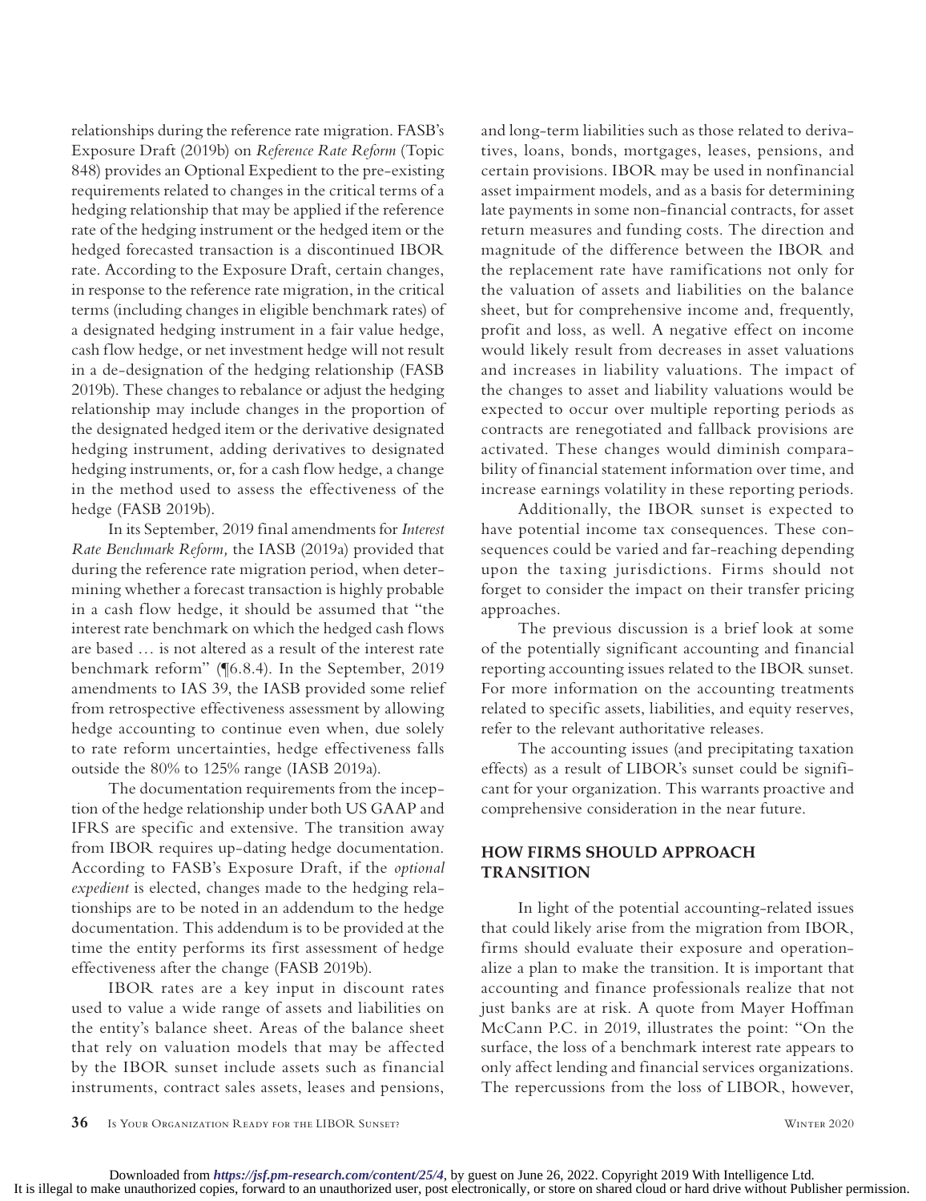relationships during the reference rate migration. FASB's Exposure Draft (2019b) on *Reference Rate Reform* (Topic 848) provides an Optional Expedient to the pre-existing requirements related to changes in the critical terms of a hedging relationship that may be applied if the reference rate of the hedging instrument or the hedged item or the hedged forecasted transaction is a discontinued IBOR rate. According to the Exposure Draft, certain changes, in response to the reference rate migration, in the critical terms (including changes in eligible benchmark rates) of a designated hedging instrument in a fair value hedge, cash flow hedge, or net investment hedge will not result in a de-designation of the hedging relationship (FASB 2019b). These changes to rebalance or adjust the hedging relationship may include changes in the proportion of the designated hedged item or the derivative designated hedging instrument, adding derivatives to designated hedging instruments, or, for a cash flow hedge, a change in the method used to assess the effectiveness of the hedge (FASB 2019b).

In its September, 2019 final amendments for *Interest Rate Benchmark Reform,* the IASB (2019a) provided that during the reference rate migration period, when determining whether a forecast transaction is highly probable in a cash flow hedge, it should be assumed that "the interest rate benchmark on which the hedged cash flows are based … is not altered as a result of the interest rate benchmark reform" (¶6.8.4). In the September, 2019 amendments to IAS 39, the IASB provided some relief from retrospective effectiveness assessment by allowing hedge accounting to continue even when, due solely to rate reform uncertainties, hedge effectiveness falls outside the 80% to 125% range (IASB 2019a).

The documentation requirements from the inception of the hedge relationship under both US GAAP and IFRS are specific and extensive. The transition away from IBOR requires up-dating hedge documentation. According to FASB's Exposure Draft, if the *optional expedient* is elected, changes made to the hedging relationships are to be noted in an addendum to the hedge documentation. This addendum is to be provided at the time the entity performs its first assessment of hedge effectiveness after the change (FASB 2019b).

IBOR rates are a key input in discount rates used to value a wide range of assets and liabilities on the entity's balance sheet. Areas of the balance sheet that rely on valuation models that may be affected by the IBOR sunset include assets such as financial instruments, contract sales assets, leases and pensions, and long-term liabilities such as those related to derivatives, loans, bonds, mortgages, leases, pensions, and certain provisions. IBOR may be used in nonfinancial asset impairment models, and as a basis for determining late payments in some non-financial contracts, for asset return measures and funding costs. The direction and magnitude of the difference between the IBOR and the replacement rate have ramifications not only for the valuation of assets and liabilities on the balance sheet, but for comprehensive income and, frequently, profit and loss, as well. A negative effect on income would likely result from decreases in asset valuations and increases in liability valuations. The impact of the changes to asset and liability valuations would be expected to occur over multiple reporting periods as contracts are renegotiated and fallback provisions are activated. These changes would diminish comparability of financial statement information over time, and increase earnings volatility in these reporting periods.

Additionally, the IBOR sunset is expected to have potential income tax consequences. These consequences could be varied and far-reaching depending upon the taxing jurisdictions. Firms should not forget to consider the impact on their transfer pricing approaches.

The previous discussion is a brief look at some of the potentially significant accounting and financial reporting accounting issues related to the IBOR sunset. For more information on the accounting treatments related to specific assets, liabilities, and equity reserves, refer to the relevant authoritative releases.

The accounting issues (and precipitating taxation effects) as a result of LIBOR's sunset could be significant for your organization. This warrants proactive and comprehensive consideration in the near future.

## HOW FIRMS SHOULD APPROACH TRANSITION

In light of the potential accounting-related issues that could likely arise from the migration from IBOR, firms should evaluate their exposure and operationalize a plan to make the transition. It is important that accounting and finance professionals realize that not just banks are at risk. A quote from Mayer Hoffman McCann P.C. in 2019, illustrates the point: "On the surface, the loss of a benchmark interest rate appears to only affect lending and financial services organizations. The repercussions from the loss of LIBOR, however,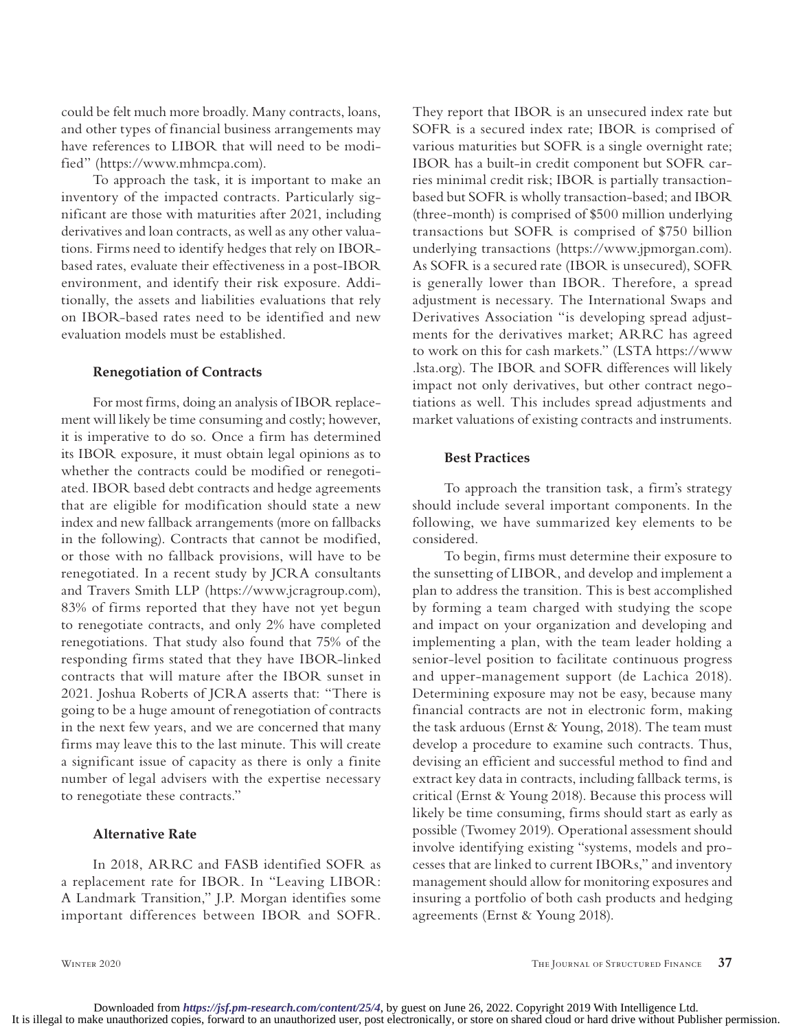could be felt much more broadly. Many contracts, loans, and other types of financial business arrangements may have references to LIBOR that will need to be modified" (https://www.mhmcpa.com).

To approach the task, it is important to make an inventory of the impacted contracts. Particularly significant are those with maturities after 2021, including derivatives and loan contracts, as well as any other valuations. Firms need to identify hedges that rely on IBOR-based rates, evaluate their effectiveness in a post-IBOR environment, and identify their risk exposure. Additionally, the assets and liabilities evaluations that rely on IBOR-based rates need to be identified and new evaluation models must be established.

### Renegotiation of Contracts

For most firms, doing an analysis of IBOR replacement will likely be time consuming and costly; however, it is imperative to do so. Once a firm has determined its IBOR exposure, it must obtain legal opinions as to whether the contracts could be modified or renegotiated. IBOR based debt contracts and hedge agreements that are eligible for modification should state a new index and new fallback arrangements (more on fallbacks in the following). Contracts that cannot be modified, or those with no fallback provisions, will have to be renegotiated. In a recent study by JCRA consultants and Travers Smith LLP (https://www.jcragroup.com), 83% of firms reported that they have not yet begun to renegotiate contracts, and only 2% have completed renegotiations. That study also found that 75% of the responding firms stated that they have IBOR-linked contracts that will mature after the IBOR sunset in 2021. Joshua Roberts of JCRA asserts that: "There is going to be a huge amount of renegotiation of contracts in the next few years, and we are concerned that many firms may leave this to the last minute. This will create a significant issue of capacity as there is only a finite number of legal advisers with the expertise necessary to renegotiate these contracts."

### Alternative Rate

In 2018, ARRC and FASB identified SOFR as a replacement rate for IBOR. In "Leaving LIBOR: A Landmark Transition," J.P. Morgan identifies some important differences between IBOR and SOFR. They report that IBOR is an unsecured index rate but SOFR is a secured index rate; IBOR is comprised of various maturities but SOFR is a single overnight rate; IBOR has a built-in credit component but SOFR carries minimal credit risk; IBOR is partially transaction-based but SOFR is wholly transaction-based; and IBOR (three-month) is comprised of $500 million underlying transactions but SOFR is comprised of $750 billion underlying transactions (https://www.jpmorgan.com). As SOFR is a secured rate (IBOR is unsecured), SOFR is generally lower than IBOR. Therefore, a spread adjustment is necessary. The International Swaps and Derivatives Association "is developing spread adjustments for the derivatives market; ARRC has agreed to work on this for cash markets." (LSTA https://www.lsta.org). The IBOR and SOFR differences will likely impact not only derivatives, but other contract negotiations as well. This includes spread adjustments and market valuations of existing contracts and instruments.

### Best Practices

To approach the transition task, a firm's strategy should include several important components. In the following, we have summarized key elements to be considered.

To begin, firms must determine their exposure to the sunsetting of LIBOR, and develop and implement a plan to address the transition. This is best accomplished by forming a team charged with studying the scope and impact on your organization and developing and implementing a plan, with the team leader holding a senior-level position to facilitate continuous progress and upper-management support (de Lachica 2018). Determining exposure may not be easy, because many financial contracts are not in electronic form, making the task arduous (Ernst & Young, 2018). The team must develop a procedure to examine such contracts. Thus, devising an efficient and successful method to find and extract key data in contracts, including fallback terms, is critical (Ernst & Young 2018). Because this process will likely be time consuming, firms should start as early as possible (Twomey 2019). Operational assessment should involve identifying existing "systems, models and processes that are linked to current IBORs," and inventory management should allow for monitoring exposures and insuring a portfolio of both cash products and hedging agreements (Ernst & Young 2018).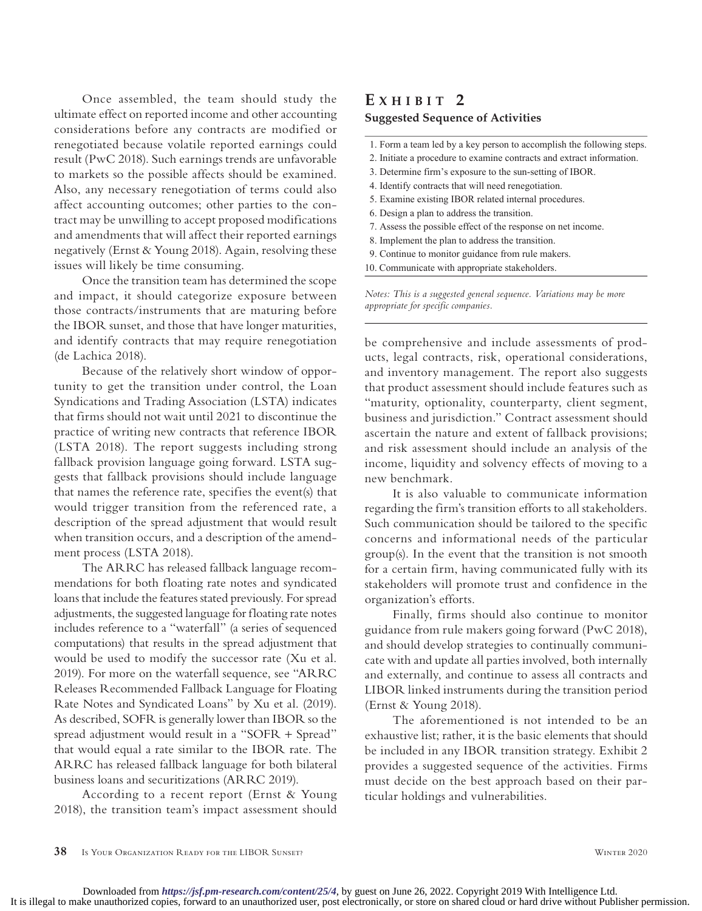Once assembled, the team should study the ultimate effect on reported income and other accounting considerations before any contracts are modified or renegotiated because volatile reported earnings could result (PwC 2018). Such earnings trends are unfavorable to markets so the possible affects should be examined. Also, any necessary renegotiation of terms could also affect accounting outcomes; other parties to the contract may be unwilling to accept proposed modifications and amendments that will affect their reported earnings negatively (Ernst & Young 2018). Again, resolving these issues will likely be time consuming.

Once the transition team has determined the scope and impact, it should categorize exposure between those contracts/instruments that are maturing before the IBOR sunset, and those that have longer maturities, and identify contracts that may require renegotiation (de Lachica 2018).

Because of the relatively short window of opportunity to get the transition under control, the Loan Syndications and Trading Association (LSTA) indicates that firms should not wait until 2021 to discontinue the practice of writing new contracts that reference IBOR (LSTA 2018). The report suggests including strong fallback provision language going forward. LSTA suggests that fallback provisions should include language that names the reference rate, specifies the event(s) that would trigger transition from the referenced rate, a description of the spread adjustment that would result when transition occurs, and a description of the amendment process (LSTA 2018).

The ARRC has released fallback language recommendations for both floating rate notes and syndicated loans that include the features stated previously. For spread adjustments, the suggested language for floating rate notes includes reference to a "waterfall" (a series of sequenced computations) that results in the spread adjustment that would be used to modify the successor rate (Xu et al. 2019). For more on the waterfall sequence, see "ARRC Releases Recommended Fallback Language for Floating Rate Notes and Syndicated Loans" by Xu et al. (2019). As described, SOFR is generally lower than IBOR so the spread adjustment would result in a "SOFR + Spread" that would equal a rate similar to the IBOR rate. The ARRC has released fallback language for both bilateral business loans and securitizations (ARRC 2019).

According to a recent report (Ernst & Young 2018), the transition team's impact assessment should be comprehensive and include assessments of products, legal contracts, risk, operational considerations, and inventory management. The report also suggests that product assessment should include features such as "maturity, optionality, counterparty, client segment, business and jurisdiction." Contract assessment should ascertain the nature and extent of fallback provisions; and risk assessment should include an analysis of the income, liquidity and solvency effects of moving to a new benchmark.

It is also valuable to communicate information regarding the firm's transition efforts to all stakeholders. Such communication should be tailored to the specific concerns and informational needs of the particular group(s). In the event that the transition is not smooth for a certain firm, having communicated fully with its stakeholders will promote trust and confidence in the organization's efforts.

Finally, firms should also continue to monitor guidance from rule makers going forward (PwC 2018), and should develop strategies to continually communicate with and update all parties involved, both internally and externally, and continue to assess all contracts and LIBOR linked instruments during the transition period (Ernst & Young 2018).

The aforementioned is not intended to be an exhaustive list; rather, it is the basic elements that should be included in any IBOR transition strategy. Exhibit 2 provides a suggested sequence of the activities. Firms must decide on the best approach based on their particular holdings and vulnerabilities.

## Exhibit 2
**Suggested Sequence of Activities**

1. Form a team led by a key person to accomplish the following steps.
2. Initiate a procedure to examine contracts and extract information.
3. Determine firm's exposure to the sun-setting of IBOR.
4. Identify contracts that will need renegotiation.
5. Examine existing IBOR related internal procedures.
6. Design a plan to address the transition.
7. Assess the possible effect of the response on net income.
8. Implement the plan to address the transition.
9. Continue to monitor guidance from rule makers.
10. Communicate with appropriate stakeholders.

*Notes: This is a suggested general sequence. Variations may be more appropriate for specific companies.*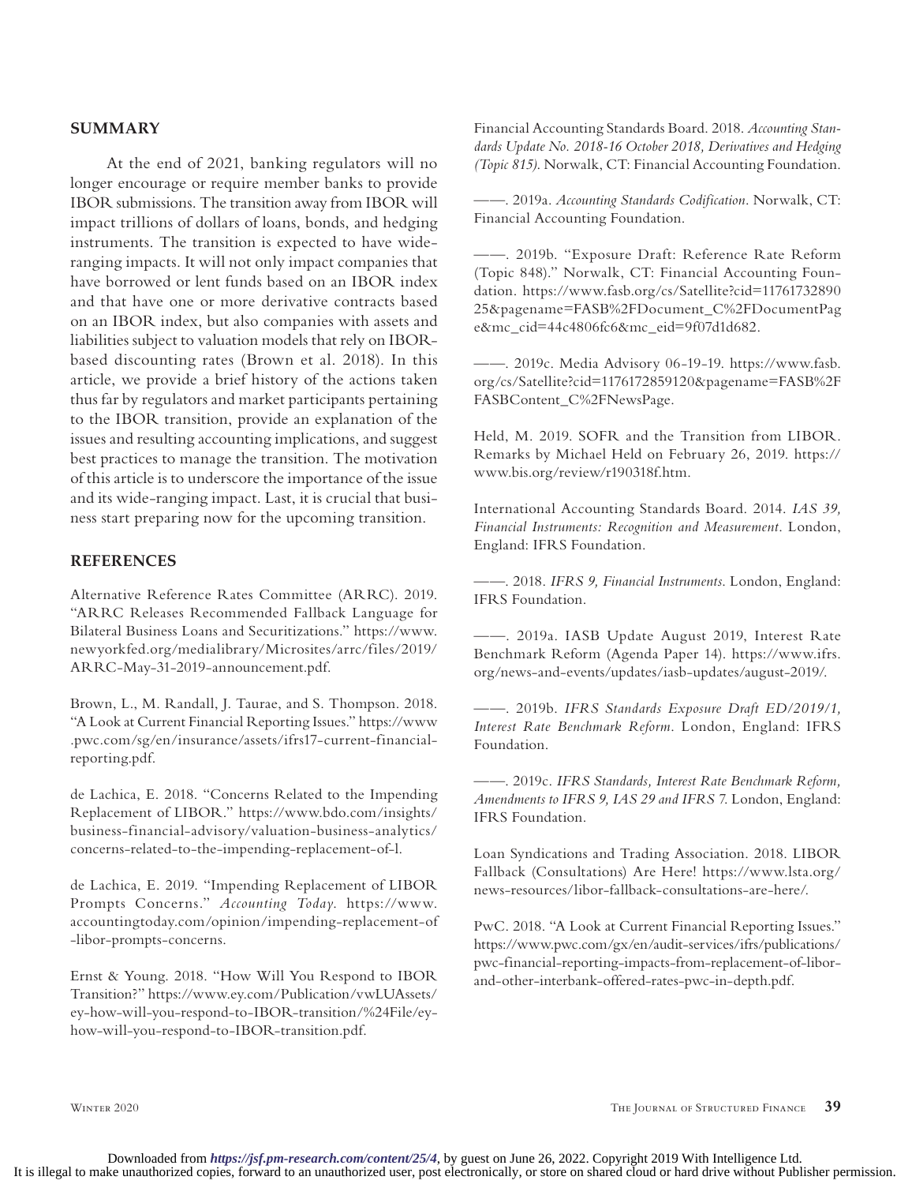## SUMMARY

At the end of 2021, banking regulators will no longer encourage or require member banks to provide IBOR submissions. The transition away from IBOR will impact trillions of dollars of loans, bonds, and hedging instruments. The transition is expected to have wide-ranging impacts. It will not only impact companies that have borrowed or lent funds based on an IBOR index and that have one or more derivative contracts based on an IBOR index, but also companies with assets and liabilities subject to valuation models that rely on IBOR-based discounting rates (Brown et al. 2018). In this article, we provide a brief history of the actions taken thus far by regulators and market participants pertaining to the IBOR transition, provide an explanation of the issues and resulting accounting implications, and suggest best practices to manage the transition. The motivation of this article is to underscore the importance of the issue and its wide-ranging impact. Last, it is crucial that business start preparing now for the upcoming transition.

## REFERENCES

Alternative Reference Rates Committee (ARRC). 2019. "ARRC Releases Recommended Fallback Language for Bilateral Business Loans and Securitizations." https://www.newyorkfed.org/medialibrary/Microsites/arrc/files/2019/ARRC-May-31-2019-announcement.pdf.

Brown, L., M. Randall, J. Taurae, and S. Thompson. 2018. "A Look at Current Financial Reporting Issues." https://www.pwc.com/sg/en/insurance/assets/ifrs17-current-financial-reporting.pdf.

de Lachica, E. 2018. "Concerns Related to the Impending Replacement of LIBOR." https://www.bdo.com/insights/business-financial-advisory/valuation-business-analytics/concerns-related-to-the-impending-replacement-of-l.

de Lachica, E. 2019. "Impending Replacement of LIBOR Prompts Concerns." *Accounting Today*. https://www.accountingtoday.com/opinion/impending-replacement-of-libor-prompts-concerns.

Ernst & Young. 2018. "How Will You Respond to IBOR Transition?" https://www.ey.com/Publication/vwLUAssets/ey-how-will-you-respond-to-IBOR-transition/%24File/ey-how-will-you-respond-to-IBOR-transition.pdf.

Financial Accounting Standards Board. 2018. *Accounting Standards Update No. 2018-16 October 2018, Derivatives and Hedging (Topic 815)*. Norwalk, CT: Financial Accounting Foundation.

——. 2019a. *Accounting Standards Codification*. Norwalk, CT: Financial Accounting Foundation.

——. 2019b. "Exposure Draft: Reference Rate Reform (Topic 848)." Norwalk, CT: Financial Accounting Foundation. https://www.fasb.org/cs/Satellite?cid=1176173289025&pagename=FASB%2FDocument_C%2FDocumentPage&mc_cid=44c4806fc6&mc_eid=9f07d1d682.

——. 2019c. Media Advisory 06-19-19. https://www.fasb.org/cs/Satellite?cid=1176172859120&pagename=FASB%2FFASBContent_C%2FNewsPage.

Held, M. 2019. SOFR and the Transition from LIBOR. Remarks by Michael Held on February 26, 2019. https://www.bis.org/review/r190318f.htm.

International Accounting Standards Board. 2014. *IAS 39, Financial Instruments: Recognition and Measurement*. London, England: IFRS Foundation.

——. 2018. *IFRS 9, Financial Instruments*. London, England: IFRS Foundation.

——. 2019a. IASB Update August 2019, Interest Rate Benchmark Reform (Agenda Paper 14). https://www.ifrs.org/news-and-events/updates/iasb-updates/august-2019/.

——. 2019b. *IFRS Standards Exposure Draft ED/2019/1, Interest Rate Benchmark Reform*. London, England: IFRS Foundation.

——. 2019c. *IFRS Standards, Interest Rate Benchmark Reform, Amendments to IFRS 9, IAS 29 and IFRS 7*. London, England: IFRS Foundation.

Loan Syndications and Trading Association. 2018. LIBOR Fallback (Consultations) Are Here! https://www.lsta.org/news-resources/libor-fallback-consultations-are-here/.

PwC. 2018. "A Look at Current Financial Reporting Issues." https://www.pwc.com/gx/en/audit-services/ifrs/publications/pwc-financial-reporting-impacts-from-replacement-of-libor-and-other-interbank-offered-rates-pwc-in-depth.pdf.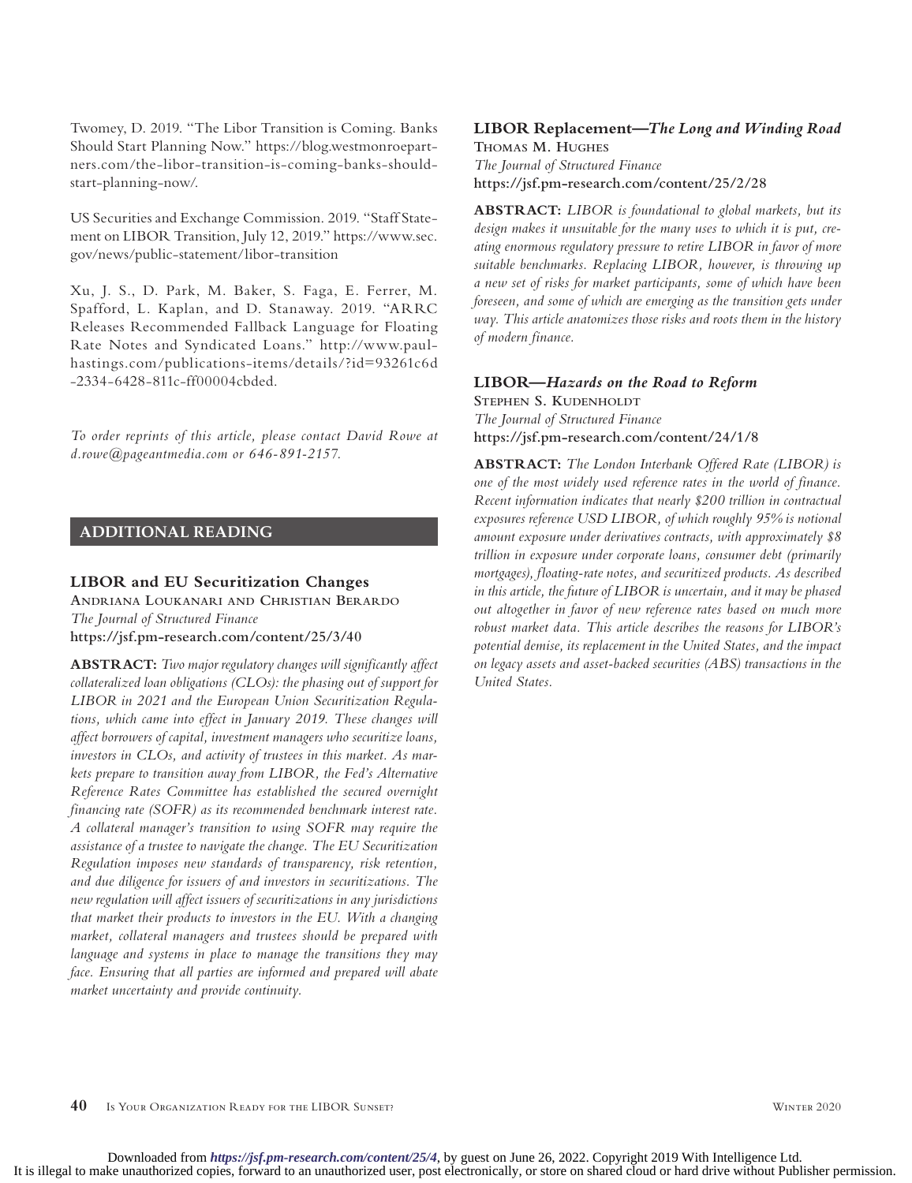Twomey, D. 2019. "The Libor Transition is Coming. Banks Should Start Planning Now." https://blog.westmonroepartners.com/the-libor-transition-is-coming-banks-should-start-planning-now/.

US Securities and Exchange Commission. 2019. "Staff Statement on LIBOR Transition, July 12, 2019." https://www.sec.gov/news/public-statement/libor-transition

Xu, J. S., D. Park, M. Baker, S. Faga, E. Ferrer, M. Spafford, L. Kaplan, and D. Stanaway. 2019. "ARRC Releases Recommended Fallback Language for Floating Rate Notes and Syndicated Loans." http://www.paulhastings.com/publications-items/details/?id=93261c6d-2334-6428-811c-ff00004cbded.

*To order reprints of this article, please contact David Rowe at d.rowe@pageantmedia.com or 646-891-2157.*

## ADDITIONAL READING

**LIBOR and EU Securitization Changes**
ANDRIANA LOUKANARI AND CHRISTIAN BERARDO
*The Journal of Structured Finance*
**https://jsf.pm-research.com/content/25/3/40**

**ABSTRACT:** *Two major regulatory changes will significantly affect collateralized loan obligations (CLOs): the phasing out of support for LIBOR in 2021 and the European Union Securitization Regulations, which came into effect in January 2019. These changes will affect borrowers of capital, investment managers who securitize loans, investors in CLOs, and activity of trustees in this market. As markets prepare to transition away from LIBOR, the Fed's Alternative Reference Rates Committee has established the secured overnight financing rate (SOFR) as its recommended benchmark interest rate. A collateral manager's transition to using SOFR may require the assistance of a trustee to navigate the change. The EU Securitization Regulation imposes new standards of transparency, risk retention, and due diligence for issuers of and investors in securitizations. The new regulation will affect issuers of securitizations in any jurisdictions that market their products to investors in the EU. With a changing market, collateral managers and trustees should be prepared with language and systems in place to manage the transitions they may face. Ensuring that all parties are informed and prepared will abate market uncertainty and provide continuity.*

**LIBOR Replacement—*The Long and Winding Road***
THOMAS M. HUGHES
*The Journal of Structured Finance*
**https://jsf.pm-research.com/content/25/2/28**

**ABSTRACT:** *LIBOR is foundational to global markets, but its design makes it unsuitable for the many uses to which it is put, creating enormous regulatory pressure to retire LIBOR in favor of more suitable benchmarks. Replacing LIBOR, however, is throwing up a new set of risks for market participants, some of which have been foreseen, and some of which are emerging as the transition gets under way. This article anatomizes those risks and roots them in the history of modern finance.*

**LIBOR—*Hazards on the Road to Reform***
STEPHEN S. KUDENHOLDT
*The Journal of Structured Finance*
**https://jsf.pm-research.com/content/24/1/8**

**ABSTRACT:** *The London Interbank Offered Rate (LIBOR) is one of the most widely used reference rates in the world of finance. Recent information indicates that nearly $200 trillion in contractual exposures reference USD LIBOR, of which roughly 95% is notional amount exposure under derivatives contracts, with approximately $8 trillion in exposure under corporate loans, consumer debt (primarily mortgages), floating-rate notes, and securitized products. As described in this article, the future of LIBOR is uncertain, and it may be phased out altogether in favor of new reference rates based on much more robust market data. This article describes the reasons for LIBOR's potential demise, its replacement in the United States, and the impact on legacy assets and asset-backed securities (ABS) transactions in the United States.*